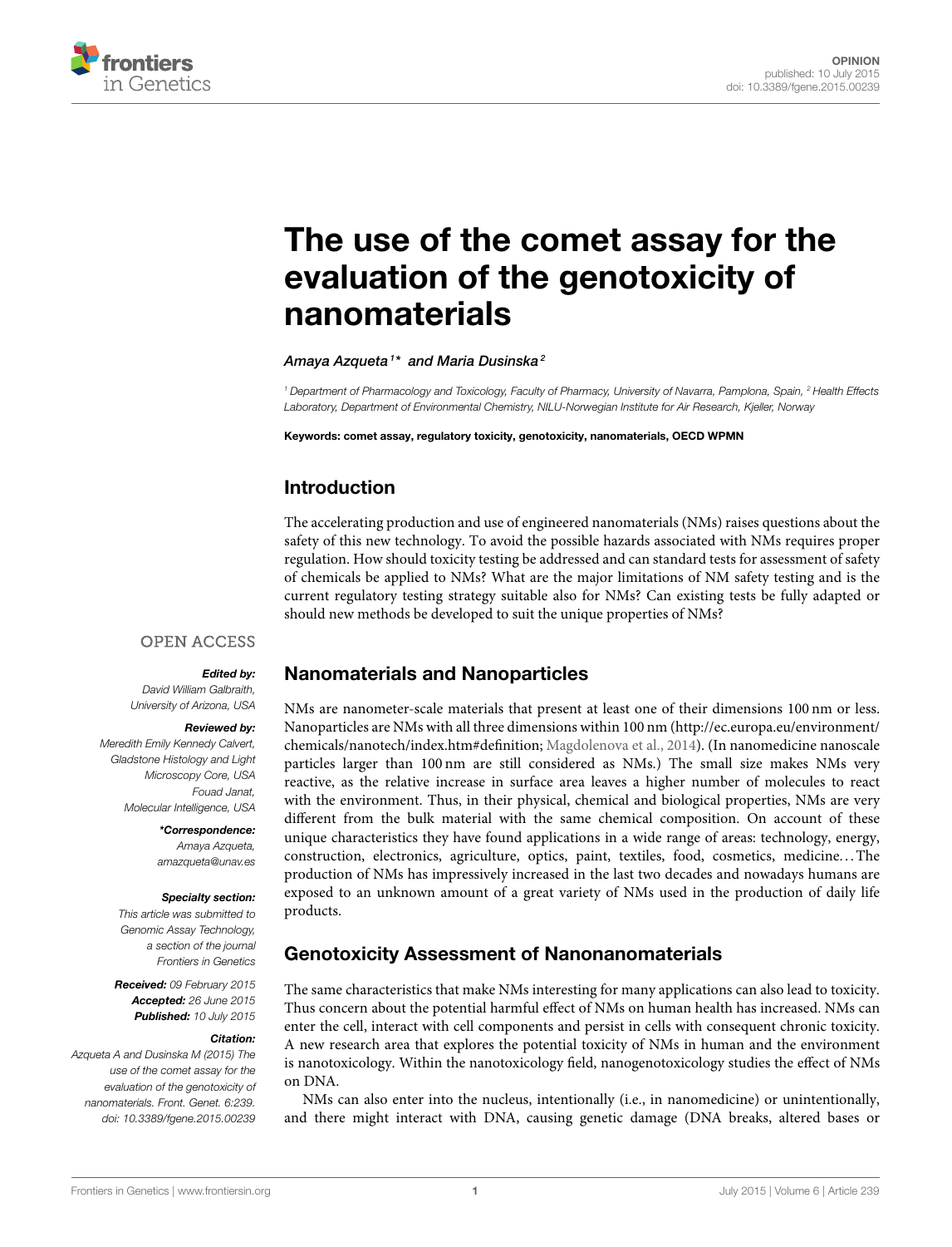OPINION
published: 10 July 2015
doi: 10.3389/fgene.2015.00239

# The use of the comet assay for the evaluation of the genotoxicity of nanomaterials

*Amaya Azqueta[1]\* and Maria Dusinska[2]*

[1] Department of Pharmacology and Toxicology, Faculty of Pharmacy, University of Navarra, Pamplona, Spain, [2] Health Effects Laboratory, Department of Environmental Chemistry, NILU-Norwegian Institute for Air Research, Kjeller, Norway

**Keywords: comet assay, regulatory toxicity, genotoxicity, nanomaterials, OECD WPMN**

OPEN ACCESS

***Edited by:***
*David William Galbraith, University of Arizona, USA*

***Reviewed by:***
*Meredith Emily Kennedy Calvert, Gladstone Histology and Light Microscopy Core, USA*
*Fouad Janat, Molecular Intelligence, USA*

***\*Correspondence:***
*Amaya Azqueta, amazqueta@unav.es*

***Specialty section:***
*This article was submitted to Genomic Assay Technology, a section of the journal Frontiers in Genetics*

***Received:*** *09 February 2015*
***Accepted:*** *26 June 2015*
***Published:*** *10 July 2015*

***Citation:***
*Azqueta A and Dusinska M (2015) The use of the comet assay for the evaluation of the genotoxicity of nanomaterials. Front. Genet. 6:239. doi: 10.3389/fgene.2015.00239*

## Introduction

The accelerating production and use of engineered nanomaterials (NMs) raises questions about the safety of this new technology. To avoid the possible hazards associated with NMs requires proper regulation. How should toxicity testing be addressed and can standard tests for assessment of safety of chemicals be applied to NMs? What are the major limitations of NM safety testing and is the current regulatory testing strategy suitable also for NMs? Can existing tests be fully adapted or should new methods be developed to suit the unique properties of NMs?

## Nanomaterials and Nanoparticles

NMs are nanometer-scale materials that present at least one of their dimensions 100 nm or less. Nanoparticles are NMs with all three dimensions within 100 nm (http://ec.europa.eu/environment/chemicals/nanotech/index.htm#definition; Magdolenova et al., 2014). (In nanomedicine nanoscale particles larger than 100 nm are still considered as NMs.) The small size makes NMs very reactive, as the relative increase in surface area leaves a higher number of molecules to react with the environment. Thus, in their physical, chemical and biological properties, NMs are very different from the bulk material with the same chemical composition. On account of these unique characteristics they have found applications in a wide range of areas: technology, energy, construction, electronics, agriculture, optics, paint, textiles, food, cosmetics, medicine…The production of NMs has impressively increased in the last two decades and nowadays humans are exposed to an unknown amount of a great variety of NMs used in the production of daily life products.

## Genotoxicity Assessment of Nanonanomaterials

The same characteristics that make NMs interesting for many applications can also lead to toxicity. Thus concern about the potential harmful effect of NMs on human health has increased. NMs can enter the cell, interact with cell components and persist in cells with consequent chronic toxicity. A new research area that explores the potential toxicity of NMs in human and the environment is nanotoxicology. Within the nanotoxicology field, nanogenotoxicology studies the effect of NMs on DNA.

NMs can also enter into the nucleus, intentionally (i.e., in nanomedicine) or unintentionally, and there might interact with DNA, causing genetic damage (DNA breaks, altered bases or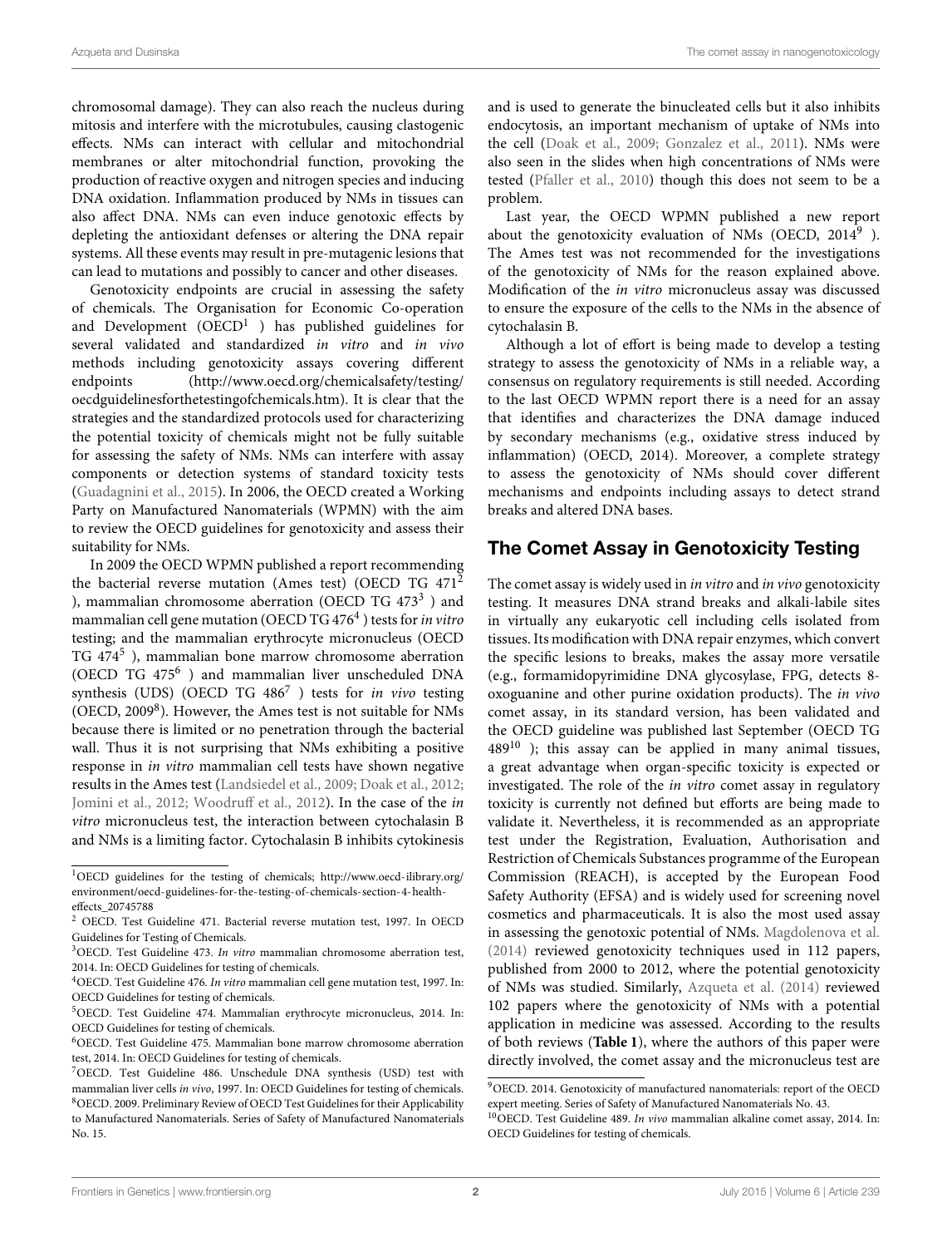chromosomal damage). They can also reach the nucleus during mitosis and interfere with the microtubules, causing clastogenic effects. NMs can interact with cellular and mitochondrial membranes or alter mitochondrial function, provoking the production of reactive oxygen and nitrogen species and inducing DNA oxidation. Inflammation produced by NMs in tissues can also affect DNA. NMs can even induce genotoxic effects by depleting the antioxidant defenses or altering the DNA repair systems. All these events may result in pre-mutagenic lesions that can lead to mutations and possibly to cancer and other diseases.

Genotoxicity endpoints are crucial in assessing the safety of chemicals. The Organisation for Economic Co-operation and Development (OECD[1]) has published guidelines for several validated and standardized *in vitro* and *in vivo* methods including genotoxicity assays covering different endpoints (http://www.oecd.org/chemicalsafety/testing/oecdguidelinesforthetestingofchemicals.htm). It is clear that the strategies and the standardized protocols used for characterizing the potential toxicity of chemicals might not be fully suitable for assessing the safety of NMs. NMs can interfere with assay components or detection systems of standard toxicity tests (Guadagnini et al., 2015). In 2006, the OECD created a Working Party on Manufactured Nanomaterials (WPMN) with the aim to review the OECD guidelines for genotoxicity and assess their suitability for NMs.

In 2009 the OECD WPMN published a report recommending the bacterial reverse mutation (Ames test) (OECD TG 471[2]), mammalian chromosome aberration (OECD TG 473[3]) and mammalian cell gene mutation (OECD TG 476[4]) tests for *in vitro* testing; and the mammalian erythrocyte micronucleus (OECD TG 474[5]), mammalian bone marrow chromosome aberration (OECD TG 475[6]) and mammalian liver unscheduled DNA synthesis (UDS) (OECD TG 486[7]) tests for *in vivo* testing (OECD, 2009[8]). However, the Ames test is not suitable for NMs because there is limited or no penetration through the bacterial wall. Thus it is not surprising that NMs exhibiting a positive response in *in vitro* mammalian cell tests have shown negative results in the Ames test (Landsiedel et al., 2009; Doak et al., 2012; Jomini et al., 2012; Woodruff et al., 2012). In the case of the *in vitro* micronucleus test, the interaction between cytochalasin B and NMs is a limiting factor. Cytochalasin B inhibits cytokinesis and is used to generate the binucleated cells but it also inhibits endocytosis, an important mechanism of uptake of NMs into the cell (Doak et al., 2009; Gonzalez et al., 2011). NMs were also seen in the slides when high concentrations of NMs were tested (Pfaller et al., 2010) though this does not seem to be a problem.

Last year, the OECD WPMN published a new report about the genotoxicity evaluation of NMs (OECD, 2014[9]). The Ames test was not recommended for the investigations of the genotoxicity of NMs for the reason explained above. Modification of the *in vitro* micronucleus assay was discussed to ensure the exposure of the cells to the NMs in the absence of cytochalasin B.

Although a lot of effort is being made to develop a testing strategy to assess the genotoxicity of NMs in a reliable way, a consensus on regulatory requirements is still needed. According to the last OECD WPMN report there is a need for an assay that identifies and characterizes the DNA damage induced by secondary mechanisms (e.g., oxidative stress induced by inflammation) (OECD, 2014). Moreover, a complete strategy to assess the genotoxicity of NMs should cover different mechanisms and endpoints including assays to detect strand breaks and altered DNA bases.

## The Comet Assay in Genotoxicity Testing

The comet assay is widely used in *in vitro* and *in vivo* genotoxicity testing. It measures DNA strand breaks and alkali-labile sites in virtually any eukaryotic cell including cells isolated from tissues. Its modification with DNA repair enzymes, which convert the specific lesions to breaks, makes the assay more versatile (e.g., formamidopyrimidine DNA glycosylase, FPG, detects 8-oxoguanine and other purine oxidation products). The *in vivo* comet assay, in its standard version, has been validated and the OECD guideline was published last September (OECD TG 489[10]); this assay can be applied in many animal tissues, a great advantage when organ-specific toxicity is expected or investigated. The role of the *in vitro* comet assay in regulatory toxicity is currently not defined but efforts are being made to validate it. Nevertheless, it is recommended as an appropriate test under the Registration, Evaluation, Authorisation and Restriction of Chemicals Substances programme of the European Commission (REACH), is accepted by the European Food Safety Authority (EFSA) and is widely used for screening novel cosmetics and pharmaceuticals. It is also the most used assay in assessing the genotoxic potential of NMs. Magdolenova et al. (2014) reviewed genotoxicity techniques used in 112 papers, published from 2000 to 2012, where the potential genotoxicity of NMs was studied. Similarly, Azqueta et al. (2014) reviewed 102 papers where the genotoxicity of NMs with a potential application in medicine was assessed. According to the results of both reviews (**Table 1**), where the authors of this paper were directly involved, the comet assay and the micronucleus test are

---

[1] OECD guidelines for the testing of chemicals; http://www.oecd-ilibrary.org/environment/oecd-guidelines-for-the-testing-of-chemicals-section-4-health-effects_20745788

[2] OECD. Test Guideline 471. Bacterial reverse mutation test, 1997. In OECD Guidelines for Testing of Chemicals.

[3] OECD. Test Guideline 473. *In vitro* mammalian chromosome aberration test, 2014. In: OECD Guidelines for testing of chemicals.

[4] OECD. Test Guideline 476. *In vitro* mammalian cell gene mutation test, 1997. In: OECD Guidelines for testing of chemicals.

[5] OECD. Test Guideline 474. Mammalian erythrocyte micronucleus, 2014. In: OECD Guidelines for testing of chemicals.

[6] OECD. Test Guideline 475. Mammalian bone marrow chromosome aberration test, 2014. In: OECD Guidelines for testing of chemicals.

[7] OECD. Test Guideline 486. Unschedule DNA synthesis (USD) test with mammalian liver cells *in vivo*, 1997. In: OECD Guidelines for testing of chemicals.

[8] OECD. 2009. Preliminary Review of OECD Test Guidelines for their Applicability to Manufactured Nanomaterials. Series of Safety of Manufactured Nanomaterials No. 15.

[9] OECD. 2014. Genotoxicity of manufactured nanomaterials: report of the OECD expert meeting. Series of Safety of Manufactured Nanomaterials No. 43.

[10] OECD. Test Guideline 489. *In vivo* mammalian alkaline comet assay, 2014. In: OECD Guidelines for testing of chemicals.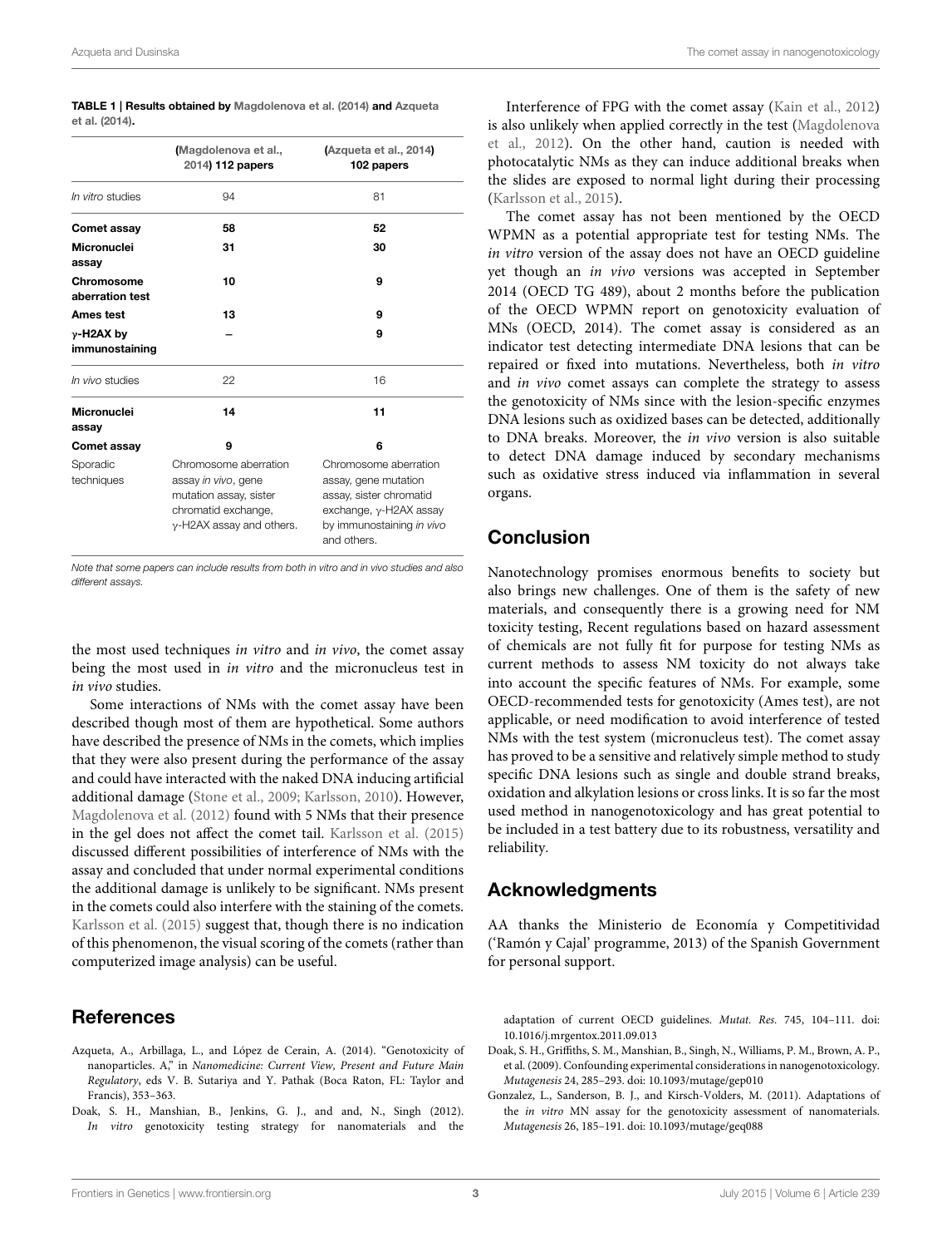**TABLE 1 | Results obtained by Magdolenova et al. (2014) and Azqueta et al. (2014).**

| | (Magdolenova et al., 2014) 112 papers | (Azqueta et al., 2014) 102 papers |
|---|---|---|
| *In vitro* studies | 94 | 81 |
| **Comet assay** | **58** | **52** |
| **Micronuclei assay** | **31** | **30** |
| **Chromosome aberration test** | **10** | **9** |
| **Ames test** | **13** | **9** |
| **γ-H2AX by immunostaining** | **–** | **9** |
| *In vivo* studies | 22 | 16 |
| **Micronuclei assay** | **14** | **11** |
| **Comet assay** | **9** | **6** |
| Sporadic techniques | Chromosome aberration assay *in vivo*, gene mutation assay, sister chromatid exchange, γ-H2AX assay and others. | Chromosome aberration assay, gene mutation assay, sister chromatid exchange, γ-H2AX assay by immunostaining *in vivo* and others. |

*Note that some papers can include results from both in vitro and in vivo studies and also different assays.*

the most used techniques *in vitro* and *in vivo*, the comet assay being the most used in *in vitro* and the micronucleus test in *in vivo* studies.

Some interactions of NMs with the comet assay have been described though most of them are hypothetical. Some authors have described the presence of NMs in the comets, which implies that they were also present during the performance of the assay and could have interacted with the naked DNA inducing artificial additional damage (Stone et al., 2009; Karlsson, 2010). However, Magdolenova et al. (2012) found with 5 NMs that their presence in the gel does not affect the comet tail. Karlsson et al. (2015) discussed different possibilities of interference of NMs with the assay and concluded that under normal experimental conditions the additional damage is unlikely to be significant. NMs present in the comets could also interfere with the staining of the comets. Karlsson et al. (2015) suggest that, though there is no indication of this phenomenon, the visual scoring of the comets (rather than computerized image analysis) can be useful.

Interference of FPG with the comet assay (Kain et al., 2012) is also unlikely when applied correctly in the test (Magdolenova et al., 2012). On the other hand, caution is needed with photocatalytic NMs as they can induce additional breaks when the slides are exposed to normal light during their processing (Karlsson et al., 2015).

The comet assay has not been mentioned by the OECD WPMN as a potential appropriate test for testing NMs. The *in vitro* version of the assay does not have an OECD guideline yet though an *in vivo* versions was accepted in September 2014 (OECD TG 489), about 2 months before the publication of the OECD WPMN report on genotoxicity evaluation of MNs (OECD, 2014). The comet assay is considered as an indicator test detecting intermediate DNA lesions that can be repaired or fixed into mutations. Nevertheless, both *in vitro* and *in vivo* comet assays can complete the strategy to assess the genotoxicity of NMs since with the lesion-specific enzymes DNA lesions such as oxidized bases can be detected, additionally to DNA breaks. Moreover, the *in vivo* version is also suitable to detect DNA damage induced by secondary mechanisms such as oxidative stress induced via inflammation in several organs.

## Conclusion

Nanotechnology promises enormous benefits to society but also brings new challenges. One of them is the safety of new materials, and consequently there is a growing need for NM toxicity testing, Recent regulations based on hazard assessment of chemicals are not fully fit for purpose for testing NMs as current methods to assess NM toxicity do not always take into account the specific features of NMs. For example, some OECD-recommended tests for genotoxicity (Ames test), are not applicable, or need modification to avoid interference of tested NMs with the test system (micronucleus test). The comet assay has proved to be a sensitive and relatively simple method to study specific DNA lesions such as single and double strand breaks, oxidation and alkylation lesions or cross links. It is so far the most used method in nanogenotoxicology and has great potential to be included in a test battery due to its robustness, versatility and reliability.

## Acknowledgments

AA thanks the Ministerio de Economía y Competitividad ('Ramón y Cajal' programme, 2013) of the Spanish Government for personal support.

## References

Azqueta, A., Arbillaga, L., and López de Cerain, A. (2014). "Genotoxicity of nanoparticles. A," in *Nanomedicine: Current View, Present and Future Main Regulatory*, eds V. B. Sutariya and Y. Pathak (Boca Raton, FL: Taylor and Francis), 353–363.

Doak, S. H., Manshian, B., Jenkins, G. J., and and, N., Singh (2012). *In vitro* genotoxicity testing strategy for nanomaterials and the adaptation of current OECD guidelines. *Mutat. Res.* 745, 104–111. doi: 10.1016/j.mrgentox.2011.09.013

Doak, S. H., Griffiths, S. M., Manshian, B., Singh, N., Williams, P. M., Brown, A. P., et al. (2009). Confounding experimental considerations in nanogenotoxicology. *Mutagenesis* 24, 285–293. doi: 10.1093/mutage/gep010

Gonzalez, L., Sanderson, B. J., and Kirsch-Volders, M. (2011). Adaptations of the *in vitro* MN assay for the genotoxicity assessment of nanomaterials. *Mutagenesis* 26, 185–191. doi: 10.1093/mutage/geq088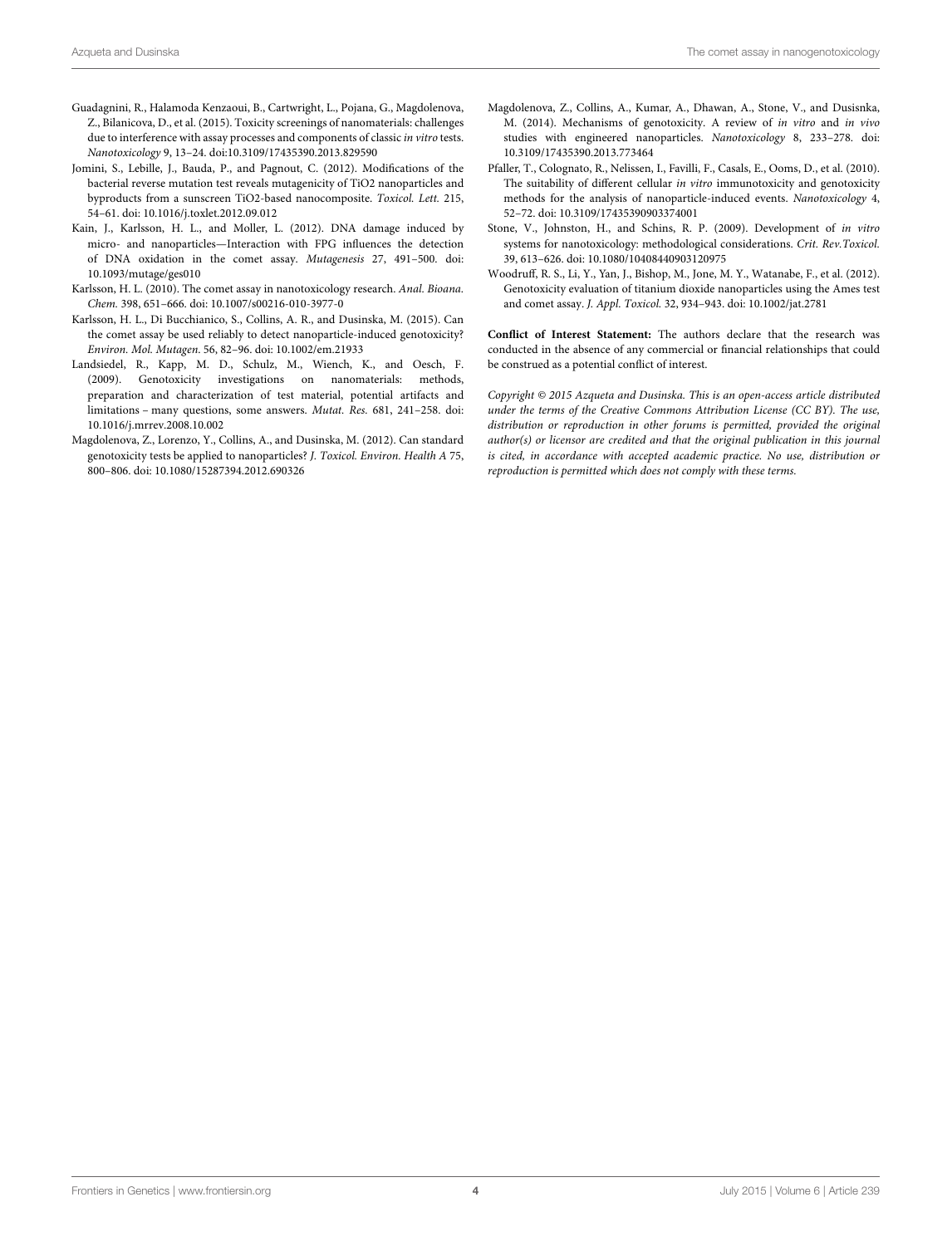Guadagnini, R., Halamoda Kenzaoui, B., Cartwright, L., Pojana, G., Magdolenova, Z., Bilanicova, D., et al. (2015). Toxicity screenings of nanomaterials: challenges due to interference with assay processes and components of classic *in vitro* tests. *Nanotoxicology* 9, 13–24. doi:10.3109/17435390.2013.829590

Jomini, S., Lebille, J., Bauda, P., and Pagnout, C. (2012). Modifications of the bacterial reverse mutation test reveals mutagenicity of TiO2 nanoparticles and byproducts from a sunscreen TiO2-based nanocomposite. *Toxicol. Lett.* 215, 54–61. doi: 10.1016/j.toxlet.2012.09.012

Kain, J., Karlsson, H. L., and Moller, L. (2012). DNA damage induced by micro- and nanoparticles—Interaction with FPG influences the detection of DNA oxidation in the comet assay. *Mutagenesis* 27, 491–500. doi: 10.1093/mutage/ges010

Karlsson, H. L. (2010). The comet assay in nanotoxicology research. *Anal. Bioana. Chem.* 398, 651–666. doi: 10.1007/s00216-010-3977-0

Karlsson, H. L., Di Bucchianico, S., Collins, A. R., and Dusinska, M. (2015). Can the comet assay be used reliably to detect nanoparticle-induced genotoxicity? *Environ. Mol. Mutagen.* 56, 82–96. doi: 10.1002/em.21933

Landsiedel, R., Kapp, M. D., Schulz, M., Wiench, K., and Oesch, F. (2009). Genotoxicity investigations on nanomaterials: methods, preparation and characterization of test material, potential artifacts and limitations – many questions, some answers. *Mutat. Res.* 681, 241–258. doi: 10.1016/j.mrrev.2008.10.002

Magdolenova, Z., Lorenzo, Y., Collins, A., and Dusinska, M. (2012). Can standard genotoxicity tests be applied to nanoparticles? *J. Toxicol. Environ. Health A* 75, 800–806. doi: 10.1080/15287394.2012.690326

Magdolenova, Z., Collins, A., Kumar, A., Dhawan, A., Stone, V., and Dusisnka, M. (2014). Mechanisms of genotoxicity. A review of *in vitro* and *in vivo* studies with engineered nanoparticles. *Nanotoxicology* 8, 233–278. doi: 10.3109/17435390.2013.773464

Pfaller, T., Colognato, R., Nelissen, I., Favilli, F., Casals, E., Ooms, D., et al. (2010). The suitability of different cellular *in vitro* immunotoxicity and genotoxicity methods for the analysis of nanoparticle-induced events. *Nanotoxicology* 4, 52–72. doi: 10.3109/17435390903374001

Stone, V., Johnston, H., and Schins, R. P. (2009). Development of *in vitro* systems for nanotoxicology: methodological considerations. *Crit. Rev.Toxicol.* 39, 613–626. doi: 10.1080/10408440903120975

Woodruff, R. S., Li, Y., Yan, J., Bishop, M., Jone, M. Y., Watanabe, F., et al. (2012). Genotoxicity evaluation of titanium dioxide nanoparticles using the Ames test and comet assay. *J. Appl. Toxicol.* 32, 934–943. doi: 10.1002/jat.2781

**Conflict of Interest Statement:** The authors declare that the research was conducted in the absence of any commercial or financial relationships that could be construed as a potential conflict of interest.

*Copyright © 2015 Azqueta and Dusinska. This is an open-access article distributed under the terms of the Creative Commons Attribution License (CC BY). The use, distribution or reproduction in other forums is permitted, provided the original author(s) or licensor are credited and that the original publication in this journal is cited, in accordance with accepted academic practice. No use, distribution or reproduction is permitted which does not comply with these terms.*